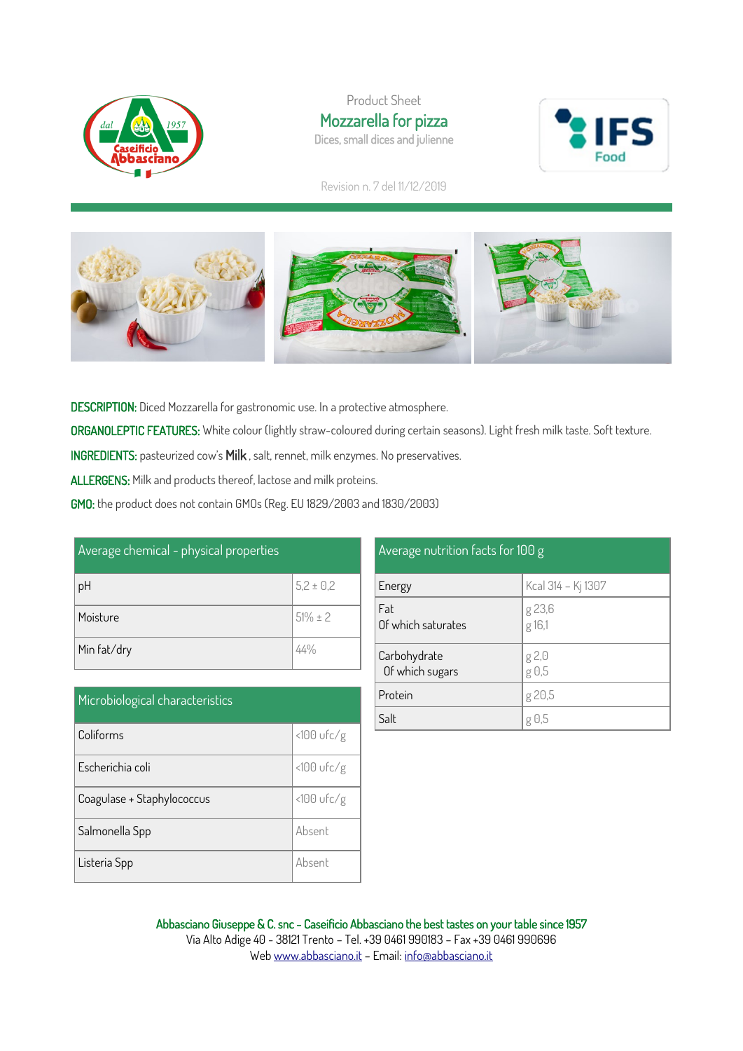Product Sheet

# Mozzarella for pizza

Dices, small dices and julienne

Revision n. 7 del 11/12/2019

**DESCRIPTION:** Diced Mozzarella for gastronomic use. In a protective atmosphere.

**ORGANOLEPTIC FEATURES:** White colour (lightly straw-coloured during certain seasons). Light fresh milk taste. Soft texture.

**INGREDIENTS:** pasteurized cow's **Milk** , salt, rennet, milk enzymes. No preservatives.

**ALLERGENS:** Milk and products thereof, lactose and milk proteins.

**GMO:** the product does not contain GMOs (Reg. EU 1829/2003 and 1830/2003)

| Average chemical - physical properties | |
|---|---|
| pH | 5,2 ± 0,2 |
| Moisture | 51% ± 2 |
| Min fat/dry | 44% |

| Microbiological characteristics | |
|---|---|
| Coliforms | <100 ufc/g |
| Escherichia coli | <100 ufc/g |
| Coagulase + Staphylococcus | <100 ufc/g |
| Salmonella Spp | Absent |
| Listeria Spp | Absent |

| Average nutrition facts for 100 g | |
|---|---|
| Energy | Kcal 314 – Kj 1307 |
| Fat<br>Of which saturates | g 23,6<br>g 16,1 |
| Carbohydrate<br>Of which sugars | g 2,0<br>g 0,5 |
| Protein | g 20,5 |
| Salt | g 0,5 |

**Abbasciano Giuseppe & C. snc – Caseificio Abbasciano the best tastes on your table since 1957**
Via Alto Adige 40 - 38121 Trento – Tel. +39 0461 990183 – Fax +39 0461 990696
Web www.abbasciano.it – Email: info@abbasciano.it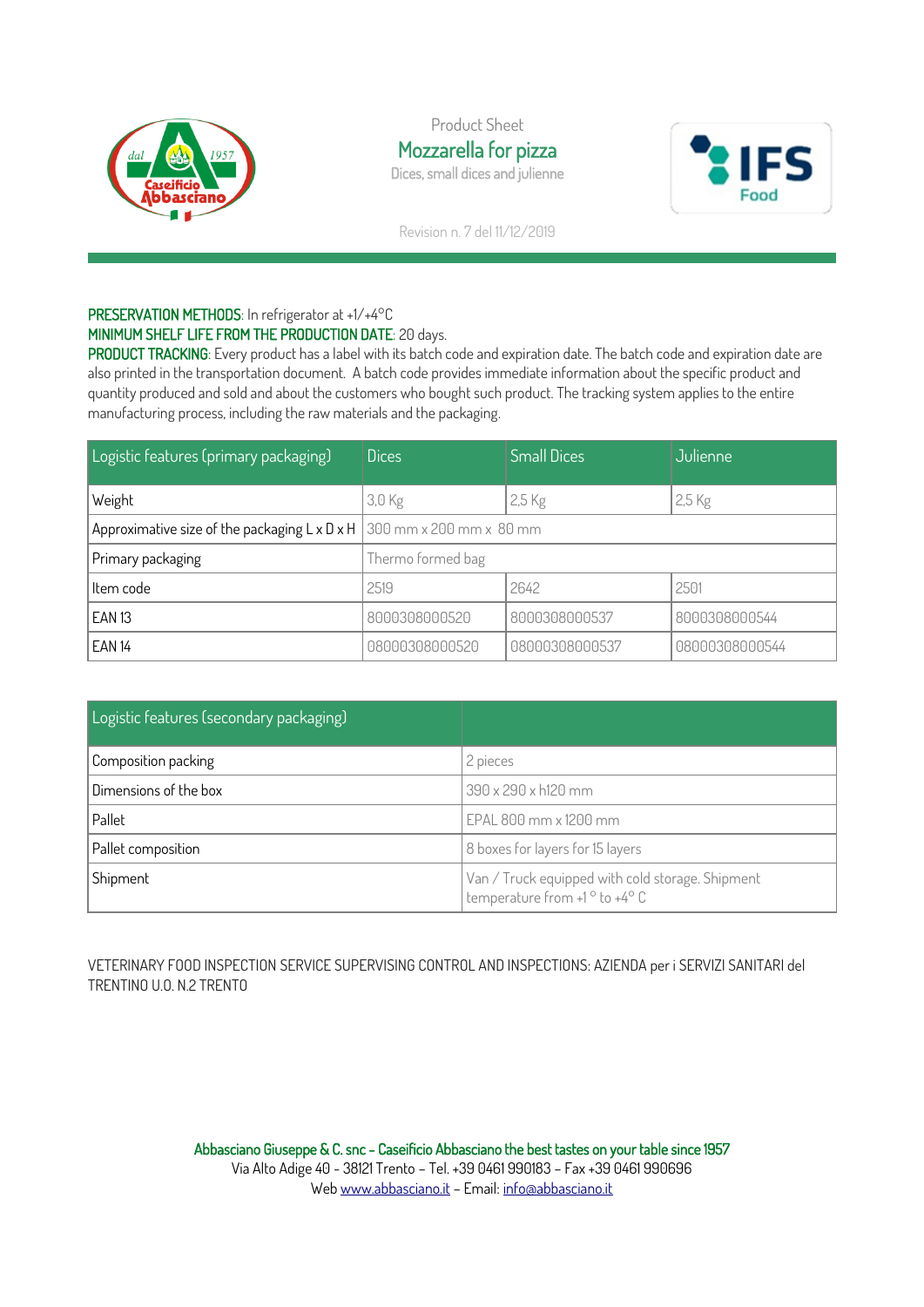Product Sheet

# Mozzarella for pizza

Dices, small dices and julienne

Revision n. 7 del 11/12/2019

**PRESERVATION METHODS**: In refrigerator at +1/+4°C
**MINIMUM SHELF LIFE FROM THE PRODUCTION DATE**: 20 days.
**PRODUCT TRACKING**: Every product has a label with its batch code and expiration date. The batch code and expiration date are also printed in the transportation document. A batch code provides immediate information about the specific product and quantity produced and sold and about the customers who bought such product. The tracking system applies to the entire manufacturing process, including the raw materials and the packaging.

| Logistic features (primary packaging) | Dices | Small Dices | Julienne |
|---|---|---|---|
| Weight | 3,0 Kg | 2,5 Kg | 2,5 Kg |
| Approximative size of the packaging L x D x H | 300 mm x 200 mm x 80 mm | | |
| Primary packaging | Thermo formed bag | | |
| Item code | 2519 | 2642 | 2501 |
| EAN 13 | 8000308000520 | 8000308000537 | 8000308000544 |
| EAN 14 | 08000308000520 | 08000308000537 | 08000308000544 |

| Logistic features (secondary packaging) | |
|---|---|
| Composition packing | 2 pieces |
| Dimensions of the box | 390 x 290 x h120 mm |
| Pallet | EPAL 800 mm x 1200 mm |
| Pallet composition | 8 boxes for layers for 15 layers |
| Shipment | Van / Truck equipped with cold storage. Shipment temperature from +1 ° to +4° C |

VETERINARY FOOD INSPECTION SERVICE SUPERVISING CONTROL AND INSPECTIONS: AZIENDA per i SERVIZI SANITARI del TRENTINO U.O. N.2 TRENTO

**Abbasciano Giuseppe & C. snc – Caseificio Abbasciano the best tastes on your table since 1957**
Via Alto Adige 40 - 38121 Trento – Tel. +39 0461 990183 – Fax +39 0461 990696
Web www.abbasciano.it – Email: info@abbasciano.it